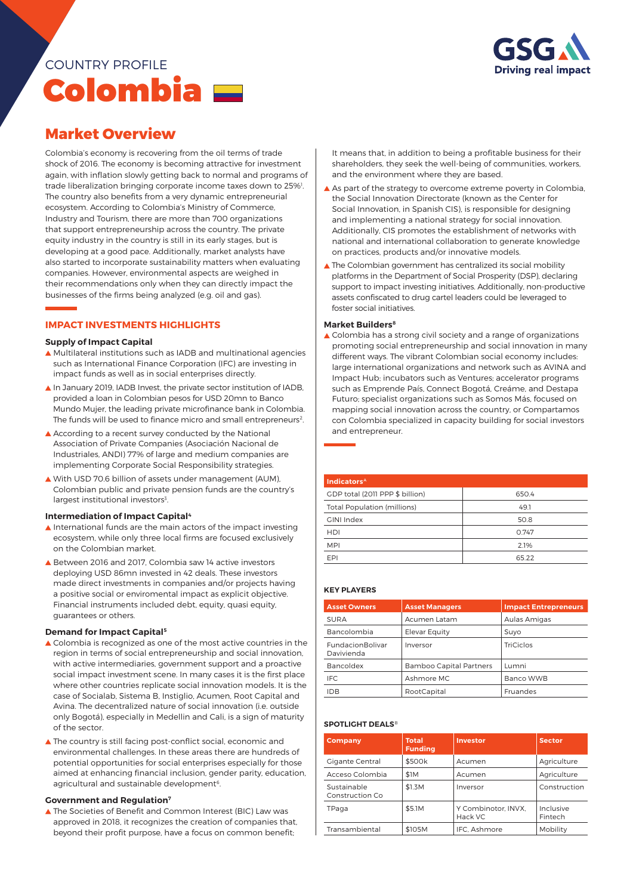COUNTRY PROFILE

# Colombia

GSG Driving real impact

## Market Overview

Colombia's economy is recovering from the oil terms of trade shock of 2016. The economy is becoming attractive for investment again, with inflation slowly getting back to normal and programs of trade liberalization bringing corporate income taxes down to 25%[1]. The country also benefits from a very dynamic entrepreneurial ecosystem. According to Colombia's Ministry of Commerce, Industry and Tourism, there are more than 700 organizations that support entrepreneurship across the country. The private equity industry in the country is still in its early stages, but is developing at a good pace. Additionally, market analysts have also started to incorporate sustainability matters when evaluating companies. However, environmental aspects are weighed in their recommendations only when they can directly impact the businesses of the firms being analyzed (e.g. oil and gas).

### IMPACT INVESTMENTS HIGHLIGHTS

#### Supply of Impact Capital

- Multilateral institutions such as IADB and multinational agencies such as International Finance Corporation (IFC) are investing in impact funds as well as in social enterprises directly.
- In January 2019, IADB Invest, the private sector institution of IADB, provided a loan in Colombian pesos for USD 20mn to Banco Mundo Mujer, the leading private microfinance bank in Colombia. The funds will be used to finance micro and small entrepreneurs[2].
- According to a recent survey conducted by the National Association of Private Companies (Asociación Nacional de Industriales, ANDI) 77% of large and medium companies are implementing Corporate Social Responsibility strategies.
- With USD 70.6 billion of assets under management (AUM), Colombian public and private pension funds are the country's largest institutional investors[3].

#### Intermediation of Impact Capital[4]

- International funds are the main actors of the impact investing ecosystem, while only three local firms are focused exclusively on the Colombian market.
- Between 2016 and 2017, Colombia saw 14 active investors deploying USD 86mn invested in 42 deals. These investors made direct investments in companies and/or projects having a positive social or enviromental impact as explicit objective. Financial instruments included debt, equity, quasi equity, guarantees or others.

#### Demand for Impact Capital[5]

- Colombia is recognized as one of the most active countries in the region in terms of social entrepreneurship and social innovation, with active intermediaries, government support and a proactive social impact investment scene. In many cases it is the first place where other countries replicate social innovation models. It is the case of Socialab, Sistema B, Instiglio, Acumen, Root Capital and Avina. The decentralized nature of social innovation (i.e. outside only Bogotá), especially in Medellin and Cali, is a sign of maturity of the sector.
- The country is still facing post-conflict social, economic and environmental challenges. In these areas there are hundreds of potential opportunities for social enterprises especially for those aimed at enhancing financial inclusion, gender parity, education, agricultural and sustainable development[6].

#### Government and Regulation[7]

- The Societies of Benefit and Common Interest (BIC) Law was approved in 2018, it recognizes the creation of companies that, beyond their profit purpose, have a focus on common benefit; It means that, in addition to being a profitable business for their shareholders, they seek the well-being of communities, workers, and the environment where they are based.
- As part of the strategy to overcome extreme poverty in Colombia, the Social Innovation Directorate (known as the Center for Social Innovation, in Spanish CIS), is responsible for designing and implementing a national strategy for social innovation. Additionally, CIS promotes the establishment of networks with national and international collaboration to generate knowledge on practices, products and/or innovative models.
- The Colombian government has centralized its social mobility platforms in the Department of Social Prosperity (DSP), declaring support to impact investing initiatives. Additionally, non-productive assets confiscated to drug cartel leaders could be leveraged to foster social initiatives.

#### Market Builders[8]

- Colombia has a strong civil society and a range of organizations promoting social entrepreneurship and social innovation in many different ways. The vibrant Colombian social economy includes: large international organizations and network such as AVINA and Impact Hub; incubators such as Ventures; accelerator programs such as Emprende País, Connect Bogotá, Creáme, and Destapa Futuro; specialist organizations such as Somos Más, focused on mapping social innovation across the country, or Compartamos con Colombia specialized in capacity building for social investors and entrepreneur.

| Indicators[A] | |
|---|---|
| GDP total (2011 PPP $ billion) | 650.4 |
| Total Population (millions) | 49.1 |
| GINI Index | 50.8 |
| HDI | 0.747 |
| MPI | 2.1% |
| EPI | 65.22 |

### KEY PLAYERS

| Asset Owners | Asset Managers | Impact Entrepreneurs |
|---|---|---|
| SURA | Acumen Latam | Aulas Amigas |
| Bancolombia | Elevar Equity | Suyo |
| FundacionBolivar Davivienda | Inversor | TriCiclos |
| Bancoldex | Bamboo Capital Partners | Lumni |
| IFC | Ashmore MC | Banco WWB |
| IDB | RootCapital | Fruandes |

### SPOTLIGHT DEALS[B]

| Company | Total Funding | Investor | Sector |
|---|---|---|---|
| Gigante Central | $500k | Acumen | Agriculture |
| Acceso Colombia | $1M | Acumen | Agriculture |
| Sustainable Construction Co | $1.3M | Inversor | Construction |
| TPaga | $5.1M | Y Combinotor, INVX, Hack VC | Inclusive Fintech |
| Transambiental | $105M | IFC, Ashmore | Mobility |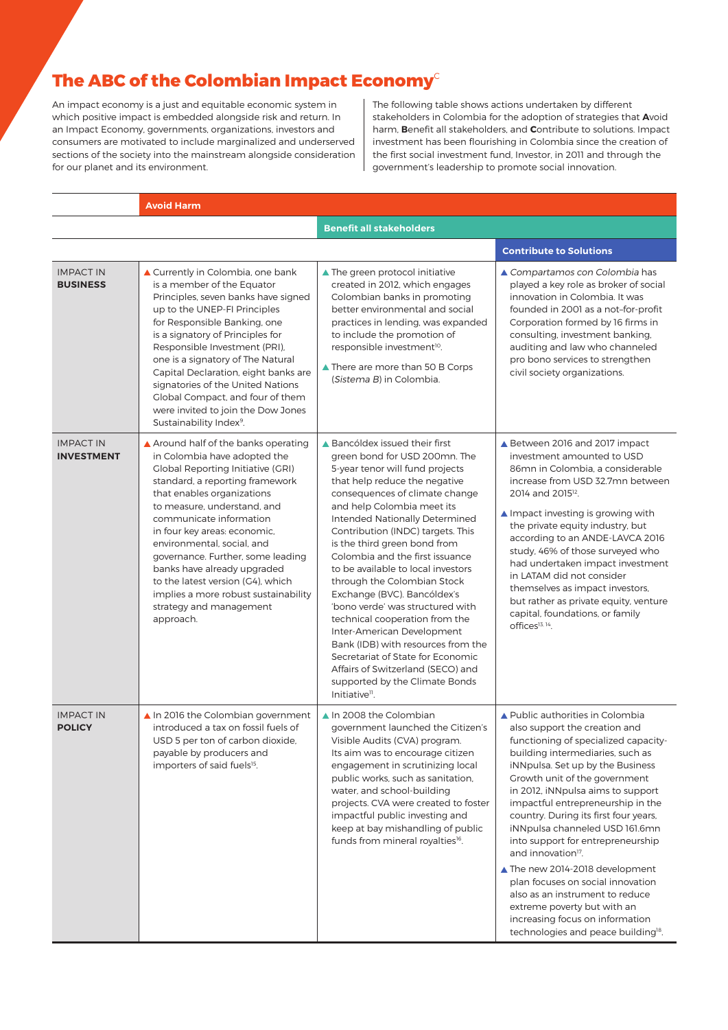# The ABC of the Colombian Impact Economy[C]

An impact economy is a just and equitable economic system in which positive impact is embedded alongside risk and return. In an Impact Economy, governments, organizations, investors and consumers are motivated to include marginalized and underserved sections of the society into the mainstream alongside consideration for our planet and its environment.

The following table shows actions undertaken by different stakeholders in Colombia for the adoption of strategies that **A**void harm, **B**enefit all stakeholders, and **C**ontribute to solutions. Impact investment has been flourishing in Colombia since the creation of the first social investment fund, Investor, in 2011 and through the government's leadership to promote social innovation.

| | Avoid Harm | Benefit all stakeholders | Contribute to Solutions |
|---|---|---|---|
| IMPACT IN **BUSINESS** | ▲ Currently in Colombia, one bank is a member of the Equator Principles, seven banks have signed up to the UNEP-FI Principles for Responsible Banking, one is a signatory of Principles for Responsible Investment (PRI), one is a signatory of The Natural Capital Declaration, eight banks are signatories of the United Nations Global Compact, and four of them were invited to join the Dow Jones Sustainability Index[9]. | ▲ The green protocol initiative created in 2012, which engages Colombian banks in promoting better environmental and social practices in lending, was expanded to include the promotion of responsible investment[10].<br>▲ There are more than 50 B Corps (*Sistema B*) in Colombia. | ▲ *Compartamos con Colombia* has played a key role as broker of social innovation in Colombia. It was founded in 2001 as a not-for-profit Corporation formed by 16 firms in consulting, investment banking, auditing and law who channeled pro bono services to strengthen civil society organizations. |
| IMPACT IN **INVESTMENT** | ▲ Around half of the banks operating in Colombia have adopted the Global Reporting Initiative (GRI) standard, a reporting framework that enables organizations to measure, understand, and communicate information in four key areas: economic, environmental, social, and governance. Further, some leading banks have already upgraded to the latest version (G4), which implies a more robust sustainability strategy and management approach. | ▲ Bancóldex issued their first green bond for USD 200mn. The 5-year tenor will fund projects that help reduce the negative consequences of climate change and help Colombia meet its Intended Nationally Determined Contribution (INDC) targets. This is the third green bond from Colombia and the first issuance to be available to local investors through the Colombian Stock Exchange (BVC). Bancóldex's 'bono verde' was structured with technical cooperation from the Inter-American Development Bank (IDB) with resources from the Secretariat of State for Economic Affairs of Switzerland (SECO) and supported by the Climate Bonds Initiative[11]. | ▲ Between 2016 and 2017 impact investment amounted to USD 86mn in Colombia, a considerable increase from USD 32.7mn between 2014 and 2015[12].<br>▲ Impact investing is growing with the private equity industry, but according to an ANDE-LAVCA 2016 study, 46% of those surveyed who had undertaken impact investment in LATAM did not consider themselves as impact investors, but rather as private equity, venture capital, foundations, or family offices[13, 14]. |
| IMPACT IN **POLICY** | ▲ In 2016 the Colombian government introduced a tax on fossil fuels of USD 5 per ton of carbon dioxide, payable by producers and importers of said fuels[15]. | ▲ In 2008 the Colombian government launched the Citizen's Visible Audits (CVA) program. Its aim was to encourage citizen engagement in scrutinizing local public works, such as sanitation, water, and school-building projects. CVA were created to foster impactful public investing and keep at bay mishandling of public funds from mineral royalties[16]. | ▲ Public authorities in Colombia also support the creation and functioning of specialized capacity-building intermediaries, such as iNNpulsa. Set up by the Business Growth unit of the government in 2012, iNNpulsa aims to support impactful entrepreneurship in the country. During its first four years, iNNpulsa channeled USD 161.6mn into support for entrepreneurship and innovation[17].<br>▲ The new 2014-2018 development plan focuses on social innovation also as an instrument to reduce extreme poverty but with an increasing focus on information technologies and peace building[18]. |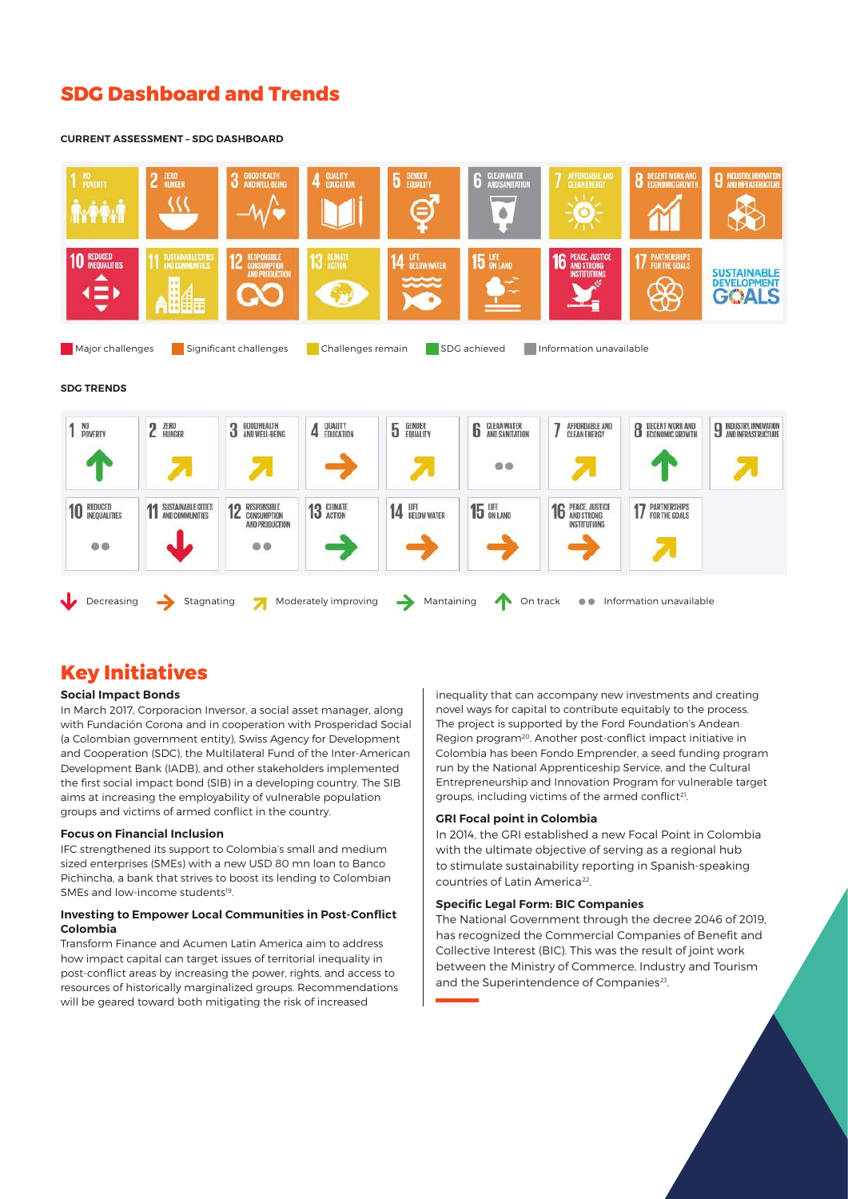## SDG Dashboard and Trends

**CURRENT ASSESSMENT – SDG DASHBOARD**

| SDG | Assessment |
|---|---|
| 1 No Poverty | Significant challenges |
| 2 Zero Hunger | Significant challenges |
| 3 Good Health and Well-Being | Significant challenges |
| 4 Quality Education | Significant challenges |
| 5 Gender Equality | Significant challenges |
| 6 Clean Water and Sanitation | Information unavailable |
| 7 Affordable and Clean Energy | Challenges remain |
| 8 Decent Work and Economic Growth | Significant challenges |
| 9 Industry, Innovation and Infrastructure | Significant challenges |
| 10 Reduced Inequalities | Major challenges |
| 11 Sustainable Cities and Communities | Challenges remain |
| 12 Responsible Consumption and Production | Significant challenges |
| 13 Climate Action | Challenges remain |
| 14 Life Below Water | Significant challenges |
| 15 Life on Land | Significant challenges |
| 16 Peace, Justice and Strong Institutions | Major challenges |
| 17 Partnerships for the Goals | Significant challenges |

Major challenges | Significant challenges | Challenges remain | SDG achieved | Information unavailable

**SDG TRENDS**

| SDG | Trend |
|---|---|
| 1 No Poverty | On track |
| 2 Zero Hunger | Moderately improving |
| 3 Good Health and Well-Being | Moderately improving |
| 4 Quality Education | Stagnating |
| 5 Gender Equality | Moderately improving |
| 6 Clean Water and Sanitation | Information unavailable |
| 7 Affordable and Clean Energy | Moderately improving |
| 8 Decent Work and Economic Growth | On track |
| 9 Industry, Innovation and Infrastructure | Moderately improving |
| 10 Reduced Inequalities | Information unavailable |
| 11 Sustainable Cities and Communities | Decreasing |
| 12 Responsible Consumption and Production | Information unavailable |
| 13 Climate Action | Mantaining |
| 14 Life Below Water | Stagnating |
| 15 Life on Land | Stagnating |
| 16 Peace, Justice and Strong Institutions | Stagnating |
| 17 Partnerships for the Goals | Moderately improving |

Decreasing | Stagnating | Moderately improving | Mantaining | On track | Information unavailable

## Key Initiatives

### Social Impact Bonds

In March 2017, Corporacion Inversor, a social asset manager, along with Fundación Corona and in cooperation with Prosperidad Social (a Colombian government entity), Swiss Agency for Development and Cooperation (SDC), the Multilateral Fund of the Inter-American Development Bank (IADB), and other stakeholders implemented the first social impact bond (SIB) in a developing country. The SIB aims at increasing the employability of vulnerable population groups and victims of armed conflict in the country.

### Focus on Financial Inclusion

IFC strengthened its support to Colombia's small and medium sized enterprises (SMEs) with a new USD 80 mn loan to Banco Pichincha, a bank that strives to boost its lending to Colombian SMEs and low-income students[19].

### Investing to Empower Local Communities in Post-Conflict Colombia

Transform Finance and Acumen Latin America aim to address how impact capital can target issues of territorial inequality in post-conflict areas by increasing the power, rights, and access to resources of historically marginalized groups. Recommendations will be geared toward both mitigating the risk of increased inequality that can accompany new investments and creating novel ways for capital to contribute equitably to the process. The project is supported by the Ford Foundation's Andean Region program[20]. Another post-conflict impact initiative in Colombia has been Fondo Emprender, a seed funding program run by the National Apprenticeship Service, and the Cultural Entrepreneurship and Innovation Program for vulnerable target groups, including victims of the armed conflict[21].

### GRI Focal point in Colombia

In 2014, the GRI established a new Focal Point in Colombia with the ultimate objective of serving as a regional hub to stimulate sustainability reporting in Spanish-speaking countries of Latin America[22].

### Specific Legal Form: BIC Companies

The National Government through the decree 2046 of 2019, has recognized the Commercial Companies of Benefit and Collective Interest (BIC). This was the result of joint work between the Ministry of Commerce, Industry and Tourism and the Superintendence of Companies[23].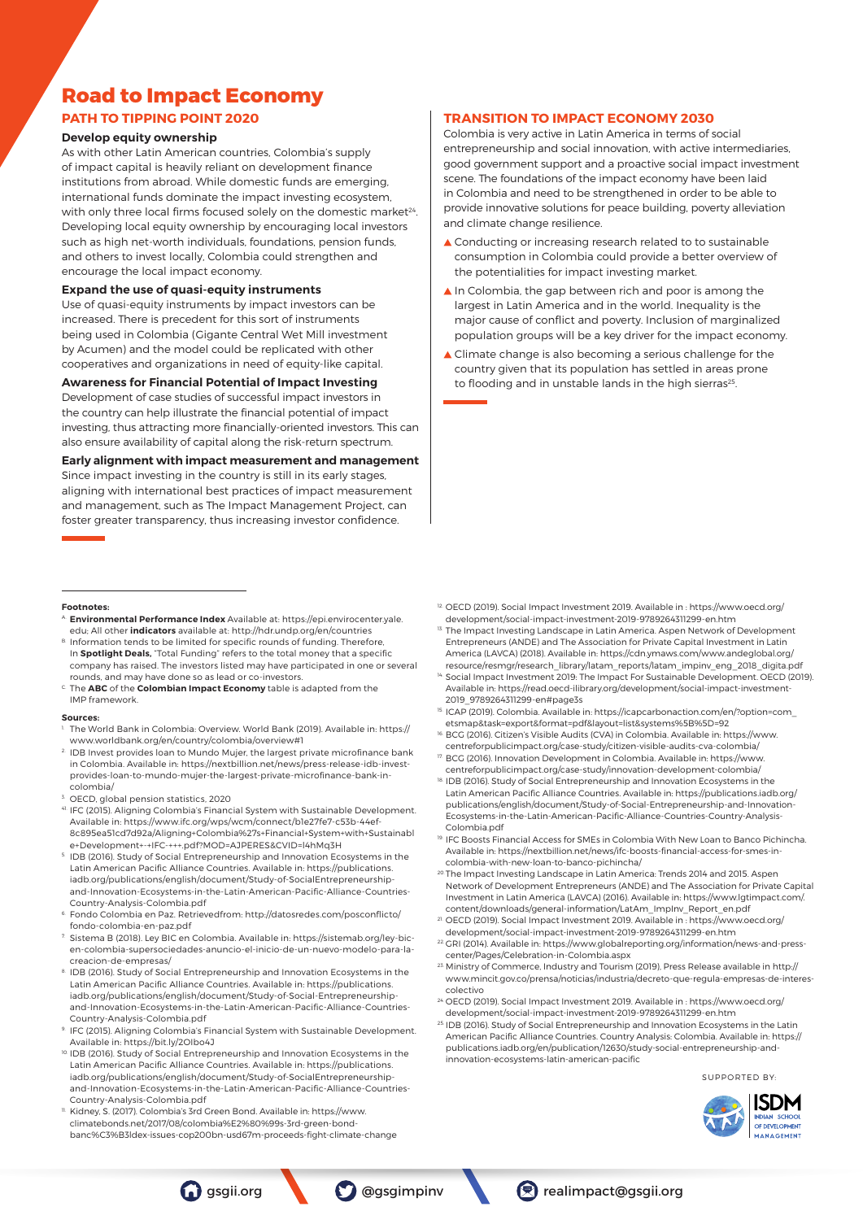# Road to Impact Economy

## PATH TO TIPPING POINT 2020

### Develop equity ownership

As with other Latin American countries, Colombia's supply of impact capital is heavily reliant on development finance institutions from abroad. While domestic funds are emerging, international funds dominate the impact investing ecosystem, with only three local firms focused solely on the domestic market[24]. Developing local equity ownership by encouraging local investors such as high net-worth individuals, foundations, pension funds, and others to invest locally, Colombia could strengthen and encourage the local impact economy.

### Expand the use of quasi-equity instruments

Use of quasi-equity instruments by impact investors can be increased. There is precedent for this sort of instruments being used in Colombia (Gigante Central Wet Mill investment by Acumen) and the model could be replicated with other cooperatives and organizations in need of equity-like capital.

### Awareness for Financial Potential of Impact Investing

Development of case studies of successful impact investors in the country can help illustrate the financial potential of impact investing, thus attracting more financially-oriented investors. This can also ensure availability of capital along the risk-return spectrum.

### Early alignment with impact measurement and management

Since impact investing in the country is still in its early stages, aligning with international best practices of impact measurement and management, such as The Impact Management Project, can foster greater transparency, thus increasing investor confidence.

## TRANSITION TO IMPACT ECONOMY 2030

Colombia is very active in Latin America in terms of social entrepreneurship and social innovation, with active intermediaries, good government support and a proactive social impact investment scene. The foundations of the impact economy have been laid in Colombia and need to be strengthened in order to be able to provide innovative solutions for peace building, poverty alleviation and climate change resilience.

- Conducting or increasing research related to to sustainable consumption in Colombia could provide a better overview of the potentialities for impact investing market.
- In Colombia, the gap between rich and poor is among the largest in Latin America and in the world. Inequality is the major cause of conflict and poverty. Inclusion of marginalized population groups will be a key driver for the impact economy.
- Climate change is also becoming a serious challenge for the country given that its population has settled in areas prone to flooding and in unstable lands in the high sierras[25].

**Footnotes:**

[A] **Environmental Performance Index** Available at: https://epi.envirocenter.yale.edu; All other **indicators** available at: http://hdr.undp.org/en/countries

[B] Information tends to be limited for specific rounds of funding. Therefore, In **Spotlight Deals**, "Total Funding" refers to the total money that a specific company has raised. The investors listed may have participated in one or several rounds, and may have done so as lead or co-investors.

[C] The **ABC** of the **Colombian Impact Economy** table is adapted from the IMP framework.

**Sources:**

1. The World Bank in Colombia: Overview. World Bank (2019). Available in: https://www.worldbank.org/en/country/colombia/overview#1
2. IDB Invest provides loan to Mundo Mujer, the largest private microfinance bank in Colombia. Available in: https://nextbillion.net/news/press-release-idb-invest-provides-loan-to-mundo-mujer-the-largest-private-microfinance-bank-in-colombia/
3. OECD, global pension statistics, 2020
4. IFC (2015). Aligning Colombia's Financial System with Sustainable Development. Available in: https://www.ifc.org/wps/wcm/connect/b1e27fe7-c53b-44ef-8c895ea51cd7d92a/Aligning+Colombia%27s+Financial+System+with+Sustainable+Development+-+IFC-+++.pdf?MOD=AJPERES&CVID=l4hMq3H
5. IDB (2016). Study of Social Entrepreneurship and Innovation Ecosystems in the Latin American Pacific Alliance Countries. Available in: https://publications.iadb.org/publications/english/document/Study-of-SocialEntrepreneurship-and-Innovation-Ecosystems-in-the-Latin-American-Pacific-Alliance-Countries-Country-Analysis-Colombia.pdf
6. Fondo Colombia en Paz. Retrievedfrom: http://datosredes.com/posconflicto/fondo-colombia-en-paz.pdf
7. Sistema B (2018). Ley BIC en Colombia. Available in: https://sistemab.org/ley-bic-en-colombia-supersociedades-anuncio-el-inicio-de-un-nuevo-modelo-para-la-creacion-de-empresas/
8. IDB (2016). Study of Social Entrepreneurship and Innovation Ecosystems in the Latin American Pacific Alliance Countries. Available in: https://publications.iadb.org/publications/english/document/Study-of-Social-Entrepreneurship-and-Innovation-Ecosystems-in-the-Latin-American-Pacific-Alliance-Countries-Country-Analysis-Colombia.pdf
9. IFC (2015). Aligning Colombia's Financial System with Sustainable Development. Available in: https://bit.ly/2OIbo4J
10. IDB (2016). Study of Social Entrepreneurship and Innovation Ecosystems in the Latin American Pacific Alliance Countries. Available in: https://publications.iadb.org/publications/english/document/Study-of-SocialEntrepreneurship-and-Innovation-Ecosystems-in-the-Latin-American-Pacific-Alliance-Countries-Country-Analysis-Colombia.pdf
11. Kidney, S. (2017). Colombia's 3rd Green Bond. Available in: https://www.climatebonds.net/2017/08/colombia%E2%80%99s-3rd-green-bond-banc%C3%B3ldex-issues-cop200bn-usd67m-proceeds-fight-climate-change
12. OECD (2019). Social Impact Investment 2019. Available in : https://www.oecd.org/development/social-impact-investment-2019-9789264311299-en.htm
13. The Impact Investing Landscape in Latin America. Aspen Network of Development Entrepreneurs (ANDE) and The Association for Private Capital Investment in Latin America (LAVCA) (2018). Available in: https://cdn.ymaws.com/www.andeglobal.org/resource/resmgr/research_library/latam_reports/latam_impinv_eng_2018_digita.pdf
14. Social Impact Investment 2019: The Impact For Sustainable Development. OECD (2019). Available in: https://read.oecd-ilibrary.org/development/social-impact-investment-2019_9789264311299-en#page3s
15. ICAP (2019). Colombia. Available in: https://icapcarbonaction.com/en/?option=com_etsmap&task=export&format=pdf&layout=list&systems%5B%5D=92
16. BCG (2016). Citizen's Visible Audits (CVA) in Colombia. Available in: https://www.centreforpublicimpact.org/case-study/citizen-visible-audits-cva-colombia/
17. BCG (2016). Innovation Development in Colombia. Available in: https://www.centreforpublicimpact.org/case-study/innovation-development-colombia/
18. IDB (2016). Study of Social Entrepreneurship and Innovation Ecosystems in the Latin American Pacific Alliance Countries. Available in: https://publications.iadb.org/publications/english/document/Study-of-Social-Entrepreneurship-and-Innovation-Ecosystems-in-the-Latin-American-Pacific-Alliance-Countries-Country-Analysis-Colombia.pdf
19. IFC Boosts Financial Access for SMEs in Colombia With New Loan to Banco Pichincha. Available in: https://nextbillion.net/news/ifc-boosts-financial-access-for-smes-in-colombia-with-new-loan-to-banco-pichincha/
20. The Impact Investing Landscape in Latin America: Trends 2014 and 2015. Aspen Network of Development Entrepreneurs (ANDE) and The Association for Private Capital Investment in Latin America (LAVCA) (2016). Available in: https://www.lgtimpact.com/content/downloads/general-information/LatAm_ImpInv_Report_en.pdf
21. OECD (2019). Social Impact Investment 2019. Available in : https://www.oecd.org/development/social-impact-investment-2019-9789264311299-en.htm
22. GRI (2014). Available in: https://www.globalreporting.org/information/news-and-press-center/Pages/Celebration-in-Colombia.aspx
23. Ministry of Commerce, Industry and Tourism (2019). Press Release available in http://www.mincit.gov.co/prensa/noticias/industria/decreto-que-regula-empresas-de-interes-colectivo
24. OECD (2019). Social Impact Investment 2019. Available in : https://www.oecd.org/development/social-impact-investment-2019-9789264311299-en.htm
25. IDB (2016). Study of Social Entrepreneurship and Innovation Ecosystems in the Latin American Pacific Alliance Countries. Country Analysis: Colombia. Available in: https://publications.iadb.org/en/publication/12630/study-social-entrepreneurship-and-innovation-ecosystems-latin-american-pacific

SUPPORTED BY: ISDM INDIAN SCHOOL OF DEVELOPMENT MANAGEMENT

gsgii.org @gsgimpinv realimpact@gsgii.org